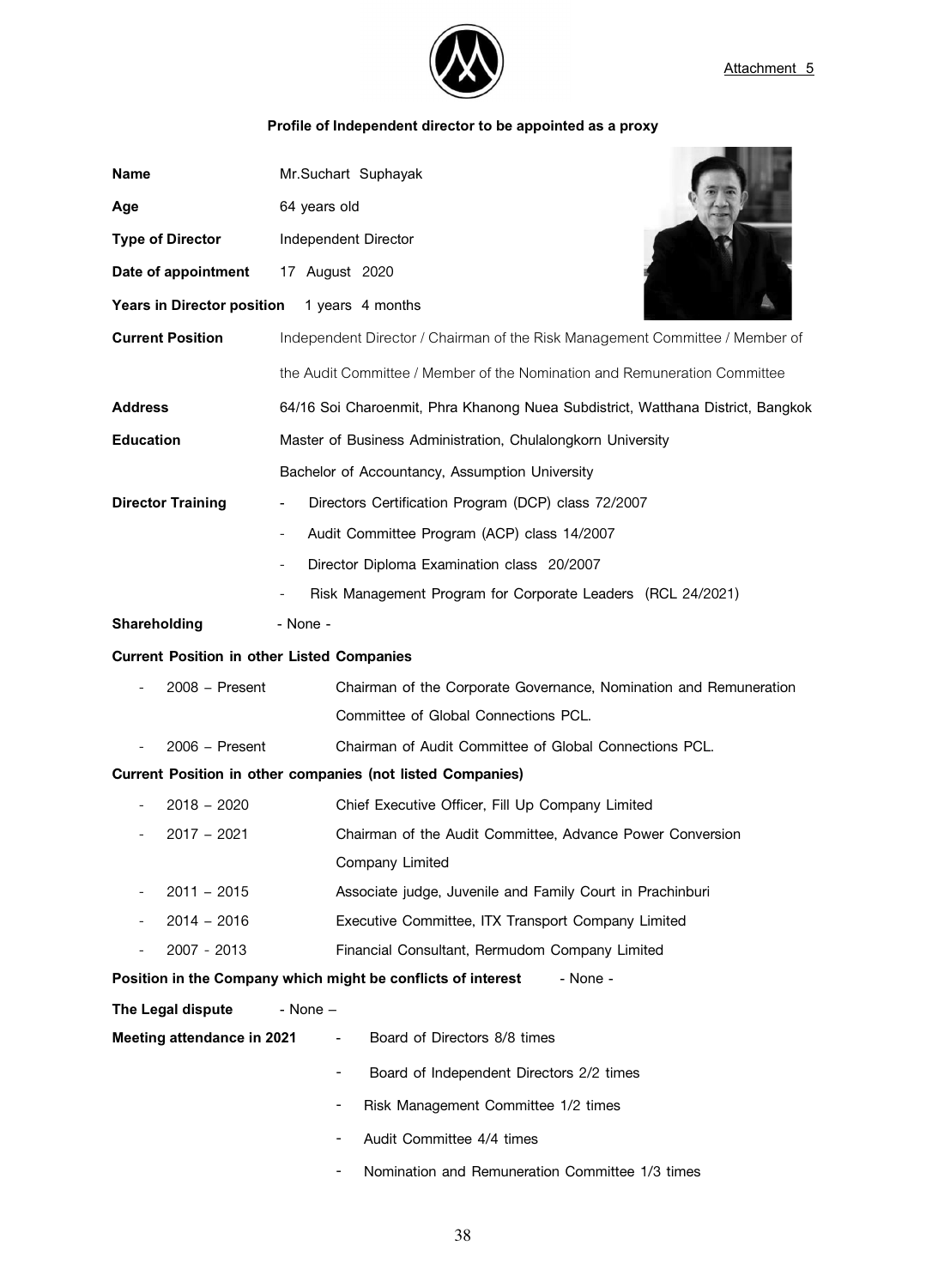Attachment 5

## Profile of Independent director to be appointed as a proxy

**Name** Mr.Suchart Suphayak

**Age** 64 years old

**Type of Director** Independent Director

**Date of appointment** 17 August 2020

**Years in Director position** 1 years 4 months

**Current Position** Independent Director / Chairman of the Risk Management Committee / Member of the Audit Committee / Member of the Nomination and Remuneration Committee

**Address** 64/16 Soi Charoenmit, Phra Khanong Nuea Subdistrict, Watthana District, Bangkok

**Education** Master of Business Administration, Chulalongkorn University

Bachelor of Accountancy, Assumption University

**Director Training**

- Directors Certification Program (DCP) class 72/2007
- Audit Committee Program (ACP) class 14/2007
- Director Diploma Examination class 20/2007
- Risk Management Program for Corporate Leaders (RCL 24/2021)

**Shareholding** - None -

**Current Position in other Listed Companies**

- 2008 – Present Chairman of the Corporate Governance, Nomination and Remuneration Committee of Global Connections PCL.
- 2006 – Present Chairman of Audit Committee of Global Connections PCL.

**Current Position in other companies (not listed Companies)**

- 2018 – 2020 Chief Executive Officer, Fill Up Company Limited
- 2017 – 2021 Chairman of the Audit Committee, Advance Power Conversion Company Limited
- 2011 – 2015 Associate judge, Juvenile and Family Court in Prachinburi
- 2014 – 2016 Executive Committee, ITX Transport Company Limited
- 2007 - 2013 Financial Consultant, Rermudom Company Limited

**Position in the Company which might be conflicts of interest** - None -

**The Legal dispute** - None –

**Meeting attendance in 2021**

- Board of Directors 8/8 times
- Board of Independent Directors 2/2 times
- Risk Management Committee 1/2 times
- Audit Committee 4/4 times
- Nomination and Remuneration Committee 1/3 times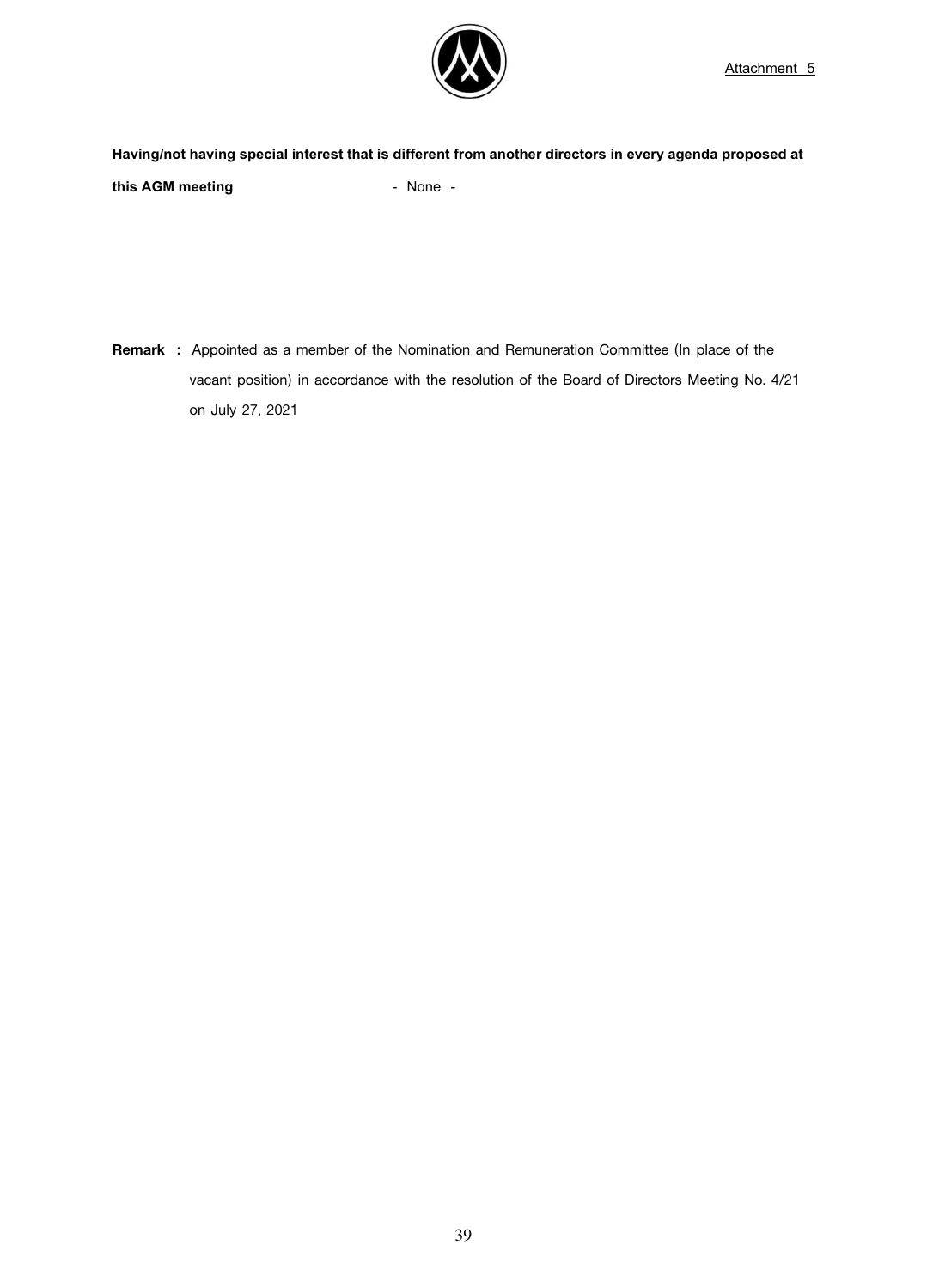Attachment 5

**Having/not having special interest that is different from another directors in every agenda proposed at this AGM meeting** - None -

**Remark :** Appointed as a member of the Nomination and Remuneration Committee (In place of the vacant position) in accordance with the resolution of the Board of Directors Meeting No. 4/21 on July 27, 2021